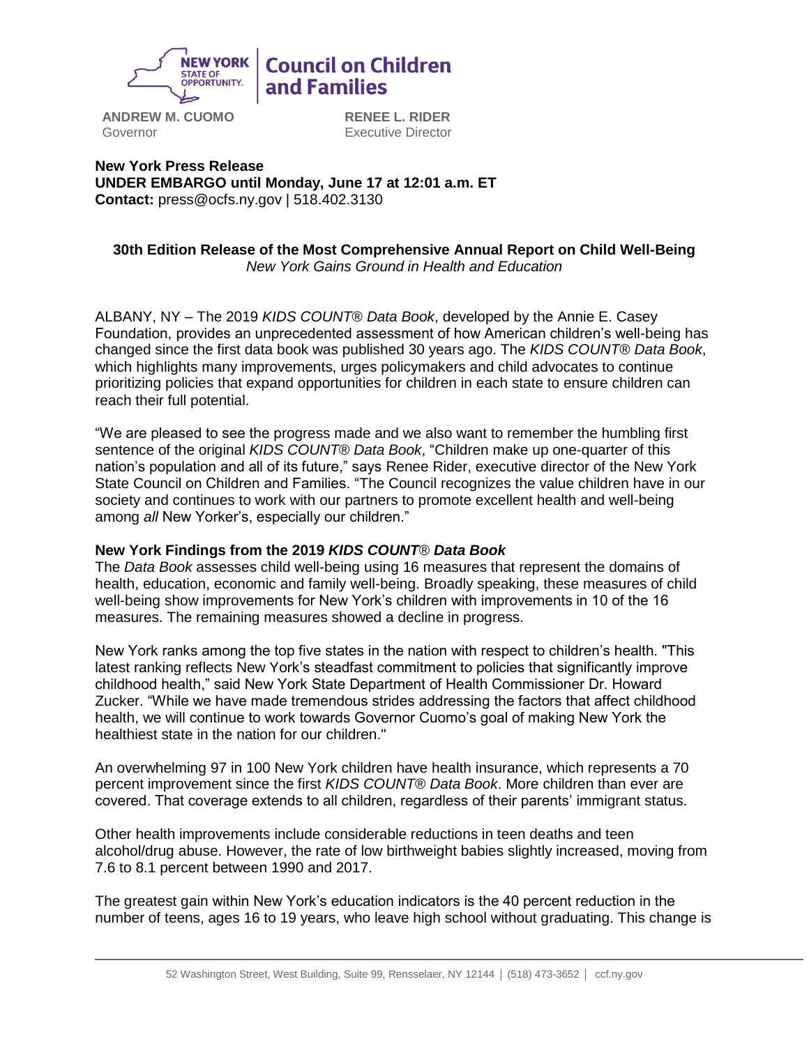NEW YORK STATE OF OPPORTUNITY. | Council on Children and Families

**ANDREW M. CUOMO**
Governor

**RENEE L. RIDER**
Executive Director

**New York Press Release**
**UNDER EMBARGO until Monday, June 17 at 12:01 a.m. ET**
**Contact:** press@ocfs.ny.gov | 518.402.3130

**30th Edition Release of the Most Comprehensive Annual Report on Child Well-Being**
*New York Gains Ground in Health and Education*

ALBANY, NY – The 2019 *KIDS COUNT® Data Book*, developed by the Annie E. Casey Foundation, provides an unprecedented assessment of how American children's well-being has changed since the first data book was published 30 years ago. The *KIDS COUNT® Data Book*, which highlights many improvements, urges policymakers and child advocates to continue prioritizing policies that expand opportunities for children in each state to ensure children can reach their full potential.

"We are pleased to see the progress made and we also want to remember the humbling first sentence of the original *KIDS COUNT® Data Book*, "Children make up one-quarter of this nation's population and all of its future," says Renee Rider, executive director of the New York State Council on Children and Families. "The Council recognizes the value children have in our society and continues to work with our partners to promote excellent health and well-being among *all* New Yorker's, especially our children."

**New York Findings from the 2019 *KIDS COUNT® Data Book***
The *Data Book* assesses child well-being using 16 measures that represent the domains of health, education, economic and family well-being. Broadly speaking, these measures of child well-being show improvements for New York's children with improvements in 10 of the 16 measures. The remaining measures showed a decline in progress.

New York ranks among the top five states in the nation with respect to children's health. "This latest ranking reflects New York's steadfast commitment to policies that significantly improve childhood health," said New York State Department of Health Commissioner Dr. Howard Zucker. "While we have made tremendous strides addressing the factors that affect childhood health, we will continue to work towards Governor Cuomo's goal of making New York the healthiest state in the nation for our children."

An overwhelming 97 in 100 New York children have health insurance, which represents a 70 percent improvement since the first *KIDS COUNT® Data Book*. More children than ever are covered. That coverage extends to all children, regardless of their parents' immigrant status.

Other health improvements include considerable reductions in teen deaths and teen alcohol/drug abuse. However, the rate of low birthweight babies slightly increased, moving from 7.6 to 8.1 percent between 1990 and 2017.

The greatest gain within New York's education indicators is the 40 percent reduction in the number of teens, ages 16 to 19 years, who leave high school without graduating. This change is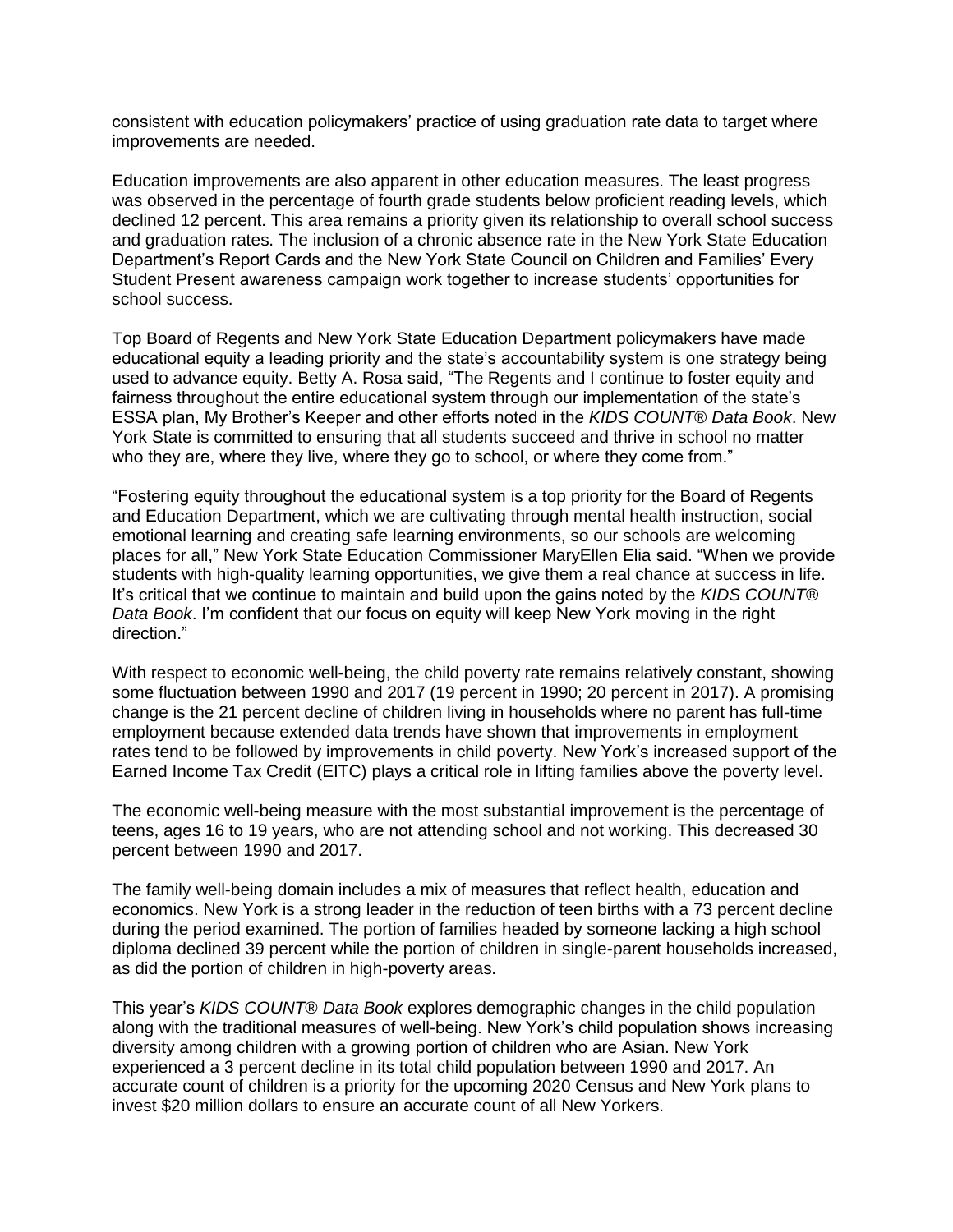consistent with education policymakers' practice of using graduation rate data to target where improvements are needed.

Education improvements are also apparent in other education measures. The least progress was observed in the percentage of fourth grade students below proficient reading levels, which declined 12 percent. This area remains a priority given its relationship to overall school success and graduation rates. The inclusion of a chronic absence rate in the New York State Education Department's Report Cards and the New York State Council on Children and Families' Every Student Present awareness campaign work together to increase students' opportunities for school success.

Top Board of Regents and New York State Education Department policymakers have made educational equity a leading priority and the state's accountability system is one strategy being used to advance equity. Betty A. Rosa said, "The Regents and I continue to foster equity and fairness throughout the entire educational system through our implementation of the state's ESSA plan, My Brother's Keeper and other efforts noted in the *KIDS COUNT® Data Book*. New York State is committed to ensuring that all students succeed and thrive in school no matter who they are, where they live, where they go to school, or where they come from."

"Fostering equity throughout the educational system is a top priority for the Board of Regents and Education Department, which we are cultivating through mental health instruction, social emotional learning and creating safe learning environments, so our schools are welcoming places for all," New York State Education Commissioner MaryEllen Elia said. "When we provide students with high-quality learning opportunities, we give them a real chance at success in life. It's critical that we continue to maintain and build upon the gains noted by the *KIDS COUNT® Data Book*. I'm confident that our focus on equity will keep New York moving in the right direction."

With respect to economic well-being, the child poverty rate remains relatively constant, showing some fluctuation between 1990 and 2017 (19 percent in 1990; 20 percent in 2017). A promising change is the 21 percent decline of children living in households where no parent has full-time employment because extended data trends have shown that improvements in employment rates tend to be followed by improvements in child poverty. New York's increased support of the Earned Income Tax Credit (EITC) plays a critical role in lifting families above the poverty level.

The economic well-being measure with the most substantial improvement is the percentage of teens, ages 16 to 19 years, who are not attending school and not working. This decreased 30 percent between 1990 and 2017.

The family well-being domain includes a mix of measures that reflect health, education and economics. New York is a strong leader in the reduction of teen births with a 73 percent decline during the period examined. The portion of families headed by someone lacking a high school diploma declined 39 percent while the portion of children in single-parent households increased, as did the portion of children in high-poverty areas.

This year's *KIDS COUNT® Data Book* explores demographic changes in the child population along with the traditional measures of well-being. New York's child population shows increasing diversity among children with a growing portion of children who are Asian. New York experienced a 3 percent decline in its total child population between 1990 and 2017. An accurate count of children is a priority for the upcoming 2020 Census and New York plans to invest $20 million dollars to ensure an accurate count of all New Yorkers.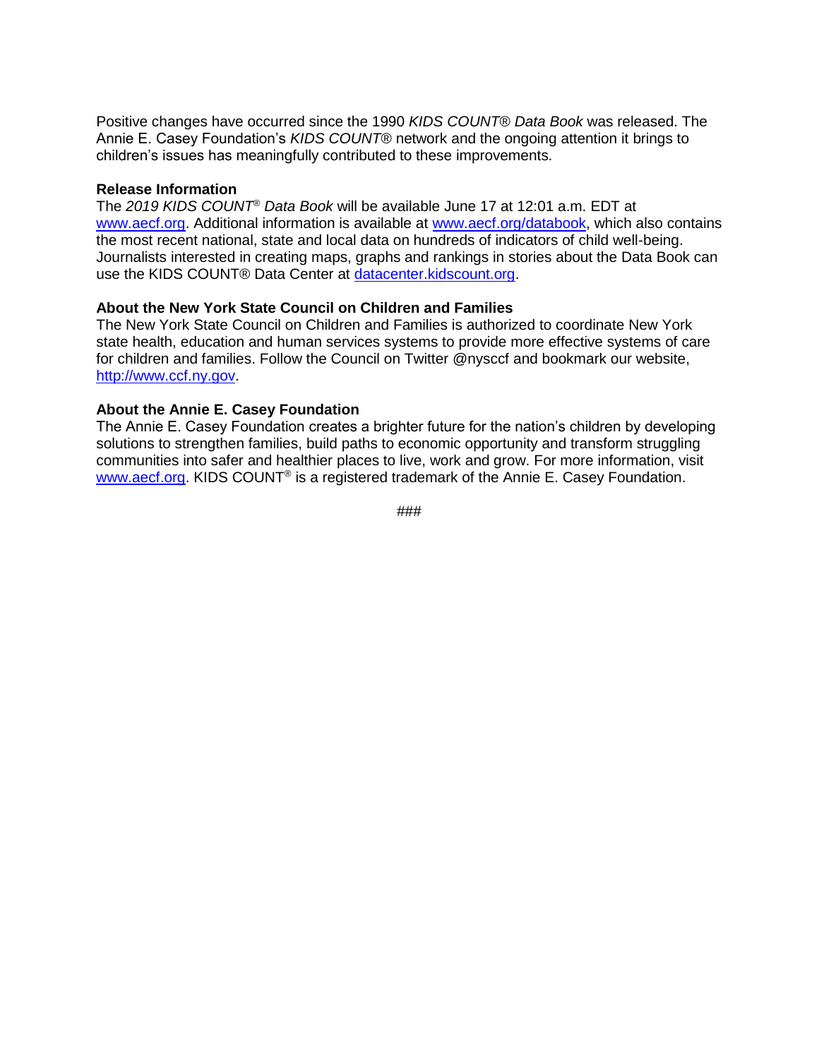Positive changes have occurred since the 1990 *KIDS COUNT® Data Book* was released. The Annie E. Casey Foundation's *KIDS COUNT®* network and the ongoing attention it brings to children's issues has meaningfully contributed to these improvements.

**Release Information**
The *2019 KIDS COUNT® Data Book* will be available June 17 at 12:01 a.m. EDT at www.aecf.org. Additional information is available at www.aecf.org/databook, which also contains the most recent national, state and local data on hundreds of indicators of child well-being. Journalists interested in creating maps, graphs and rankings in stories about the Data Book can use the KIDS COUNT® Data Center at datacenter.kidscount.org.

**About the New York State Council on Children and Families**
The New York State Council on Children and Families is authorized to coordinate New York state health, education and human services systems to provide more effective systems of care for children and families. Follow the Council on Twitter @nysccf and bookmark our website, http://www.ccf.ny.gov.

**About the Annie E. Casey Foundation**
The Annie E. Casey Foundation creates a brighter future for the nation's children by developing solutions to strengthen families, build paths to economic opportunity and transform struggling communities into safer and healthier places to live, work and grow. For more information, visit www.aecf.org. KIDS COUNT® is a registered trademark of the Annie E. Casey Foundation.

###